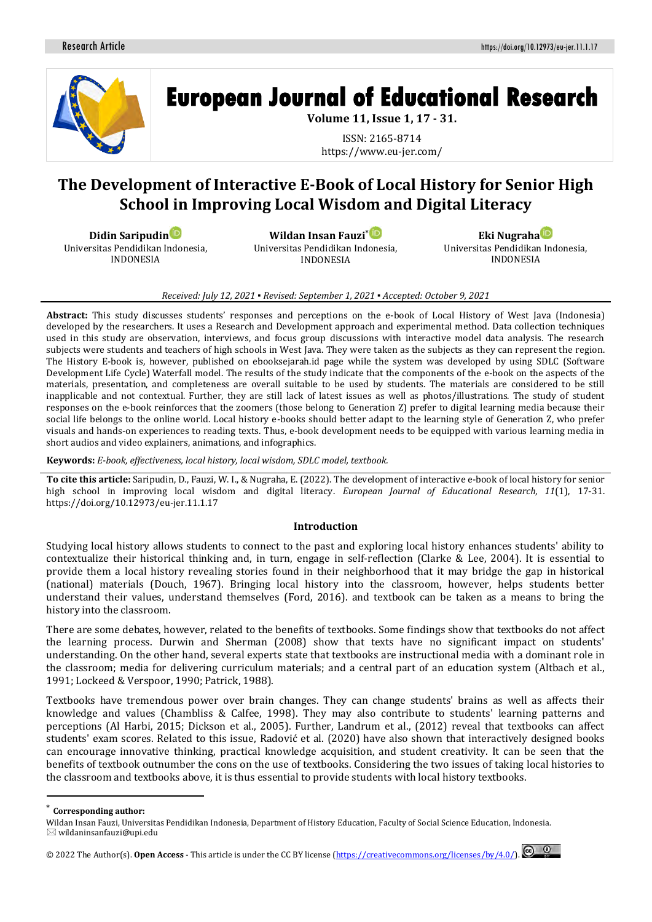# The Development of Interactive E-Book of Local History for Senior High School in Improving Local Wisdom and Digital Literacy

**Didin Saripudin**
Universitas Pendidikan Indonesia, INDONESIA

**Wildan Insan Fauzi***
Universitas Pendidikan Indonesia, INDONESIA

**Eki Nugraha**
Universitas Pendidikan Indonesia, INDONESIA

*Received: July 12, 2021 ▪ Revised: September 1, 2021 ▪ Accepted: October 9, 2021*

**Abstract:** This study discusses students' responses and perceptions on the e-book of Local History of West Java (Indonesia) developed by the researchers. It uses a Research and Development approach and experimental method. Data collection techniques used in this study are observation, interviews, and focus group discussions with interactive model data analysis. The research subjects were students and teachers of high schools in West Java. They were taken as the subjects as they can represent the region. The History E-book is, however, published on ebooksejarah.id page while the system was developed by using SDLC (Software Development Life Cycle) Waterfall model. The results of the study indicate that the components of the e-book on the aspects of the materials, presentation, and completeness are overall suitable to be used by students. The materials are considered to be still inapplicable and not contextual. Further, they are still lack of latest issues as well as photos/illustrations. The study of student responses on the e-book reinforces that the zoomers (those belong to Generation Z) prefer to digital learning media because their social life belongs to the online world. Local history e-books should better adapt to the learning style of Generation Z, who prefer visuals and hands-on experiences to reading texts. Thus, e-book development needs to be equipped with various learning media in short audios and video explainers, animations, and infographics.

**Keywords:** *E-book, effectiveness, local history, local wisdom, SDLC model, textbook.*

**To cite this article:** Saripudin, D., Fauzi, W. I., & Nugraha, E. (2022). The development of interactive e-book of local history for senior high school in improving local wisdom and digital literacy. *European Journal of Educational Research, 11*(1), 17-31. https://doi.org/10.12973/eu-jer.11.1.17

## Introduction

Studying local history allows students to connect to the past and exploring local history enhances students' ability to contextualize their historical thinking and, in turn, engage in self-reflection (Clarke & Lee, 2004). It is essential to provide them a local history revealing stories found in their neighborhood that it may bridge the gap in historical (national) materials (Douch, 1967). Bringing local history into the classroom, however, helps students better understand their values, understand themselves (Ford, 2016). and textbook can be taken as a means to bring the history into the classroom.

There are some debates, however, related to the benefits of textbooks. Some findings show that textbooks do not affect the learning process. Durwin and Sherman (2008) show that texts have no significant impact on students' understanding. On the other hand, several experts state that textbooks are instructional media with a dominant role in the classroom; media for delivering curriculum materials; and a central part of an education system (Altbach et al., 1991; Lockeed & Verspoor, 1990; Patrick, 1988).

Textbooks have tremendous power over brain changes. They can change students' brains as well as affects their knowledge and values (Chambliss & Calfee, 1998). They may also contribute to students' learning patterns and perceptions (Al Harbi, 2015; Dickson et al., 2005). Further, Landrum et al., (2012) reveal that textbooks can affect students' exam scores. Related to this issue, Radović et al. (2020) have also shown that interactively designed books can encourage innovative thinking, practical knowledge acquisition, and student creativity. It can be seen that the benefits of textbook outnumber the cons on the use of textbooks. Considering the two issues of taking local histories to the classroom and textbooks above, it is thus essential to provide students with local history textbooks.

---

* **Corresponding author:**
Wildan Insan Fauzi, Universitas Pendidikan Indonesia, Department of History Education, Faculty of Social Science Education, Indonesia. ✉ wildaninsanfauzi@upi.edu

© 2022 The Author(s). **Open Access** - This article is under the CC BY license (https://creativecommons.org/licenses/by/4.0/).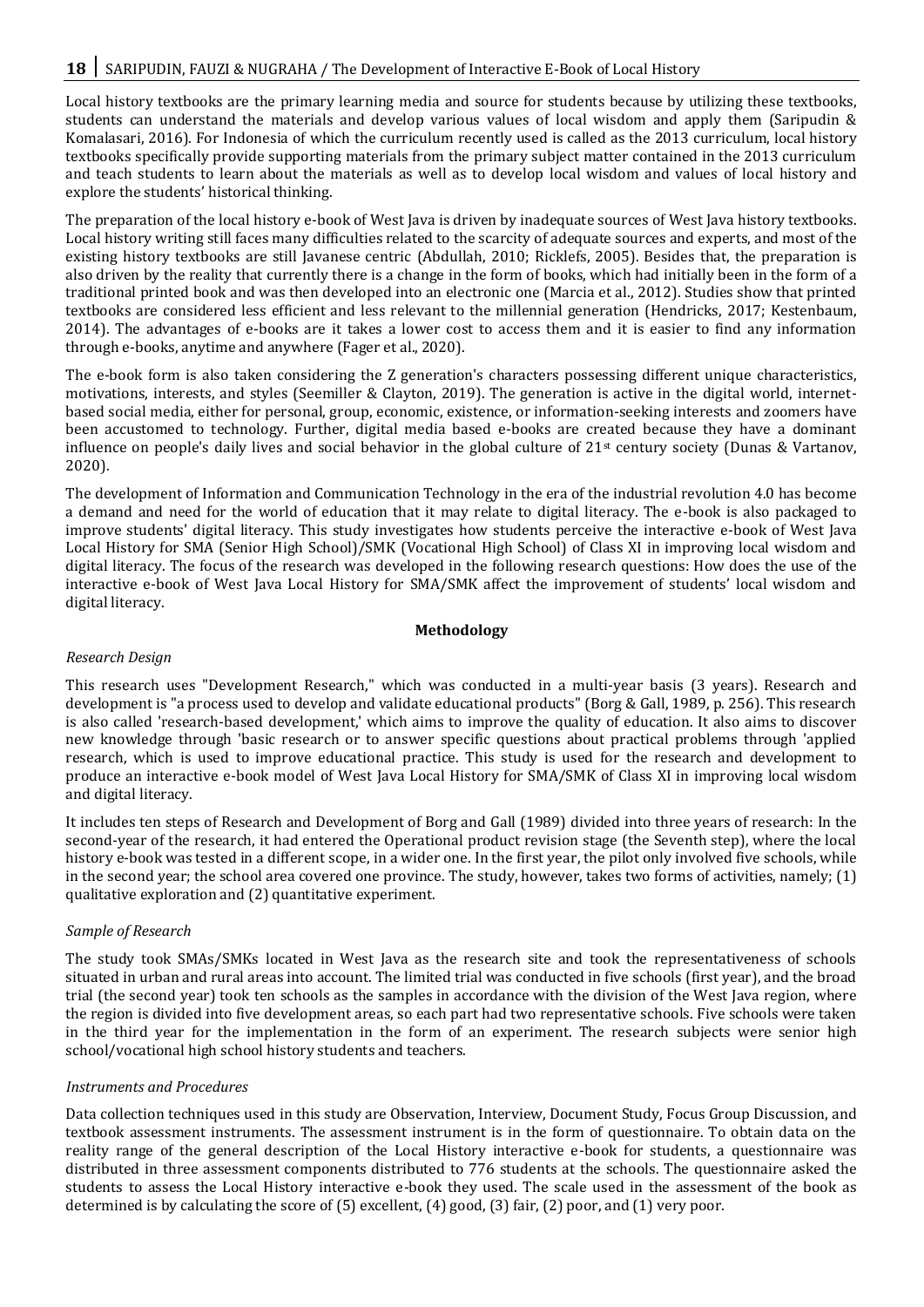Local history textbooks are the primary learning media and source for students because by utilizing these textbooks, students can understand the materials and develop various values of local wisdom and apply them (Saripudin & Komalasari, 2016). For Indonesia of which the curriculum recently used is called as the 2013 curriculum, local history textbooks specifically provide supporting materials from the primary subject matter contained in the 2013 curriculum and teach students to learn about the materials as well as to develop local wisdom and values of local history and explore the students' historical thinking.

The preparation of the local history e-book of West Java is driven by inadequate sources of West Java history textbooks. Local history writing still faces many difficulties related to the scarcity of adequate sources and experts, and most of the existing history textbooks are still Javanese centric (Abdullah, 2010; Ricklefs, 2005). Besides that, the preparation is also driven by the reality that currently there is a change in the form of books, which had initially been in the form of a traditional printed book and was then developed into an electronic one (Marcia et al., 2012). Studies show that printed textbooks are considered less efficient and less relevant to the millennial generation (Hendricks, 2017; Kestenbaum, 2014). The advantages of e-books are it takes a lower cost to access them and it is easier to find any information through e-books, anytime and anywhere (Fager et al., 2020).

The e-book form is also taken considering the Z generation's characters possessing different unique characteristics, motivations, interests, and styles (Seemiller & Clayton, 2019). The generation is active in the digital world, internet-based social media, either for personal, group, economic, existence, or information-seeking interests and zoomers have been accustomed to technology. Further, digital media based e-books are created because they have a dominant influence on people's daily lives and social behavior in the global culture of 21st century society (Dunas & Vartanov, 2020).

The development of Information and Communication Technology in the era of the industrial revolution 4.0 has become a demand and need for the world of education that it may relate to digital literacy. The e-book is also packaged to improve students' digital literacy. This study investigates how students perceive the interactive e-book of West Java Local History for SMA (Senior High School)/SMK (Vocational High School) of Class XI in improving local wisdom and digital literacy. The focus of the research was developed in the following research questions: How does the use of the interactive e-book of West Java Local History for SMA/SMK affect the improvement of students' local wisdom and digital literacy.

## Methodology

### *Research Design*

This research uses "Development Research," which was conducted in a multi-year basis (3 years). Research and development is "a process used to develop and validate educational products" (Borg & Gall, 1989, p. 256). This research is also called 'research-based development,' which aims to improve the quality of education. It also aims to discover new knowledge through 'basic research or to answer specific questions about practical problems through 'applied research, which is used to improve educational practice. This study is used for the research and development to produce an interactive e-book model of West Java Local History for SMA/SMK of Class XI in improving local wisdom and digital literacy.

It includes ten steps of Research and Development of Borg and Gall (1989) divided into three years of research: In the second-year of the research, it had entered the Operational product revision stage (the Seventh step), where the local history e-book was tested in a different scope, in a wider one. In the first year, the pilot only involved five schools, while in the second year; the school area covered one province. The study, however, takes two forms of activities, namely; (1) qualitative exploration and (2) quantitative experiment.

### *Sample of Research*

The study took SMAs/SMKs located in West Java as the research site and took the representativeness of schools situated in urban and rural areas into account. The limited trial was conducted in five schools (first year), and the broad trial (the second year) took ten schools as the samples in accordance with the division of the West Java region, where the region is divided into five development areas, so each part had two representative schools. Five schools were taken in the third year for the implementation in the form of an experiment. The research subjects were senior high school/vocational high school history students and teachers.

### *Instruments and Procedures*

Data collection techniques used in this study are Observation, Interview, Document Study, Focus Group Discussion, and textbook assessment instruments. The assessment instrument is in the form of questionnaire. To obtain data on the reality range of the general description of the Local History interactive e-book for students, a questionnaire was distributed in three assessment components distributed to 776 students at the schools. The questionnaire asked the students to assess the Local History interactive e-book they used. The scale used in the assessment of the book as determined is by calculating the score of (5) excellent, (4) good, (3) fair, (2) poor, and (1) very poor.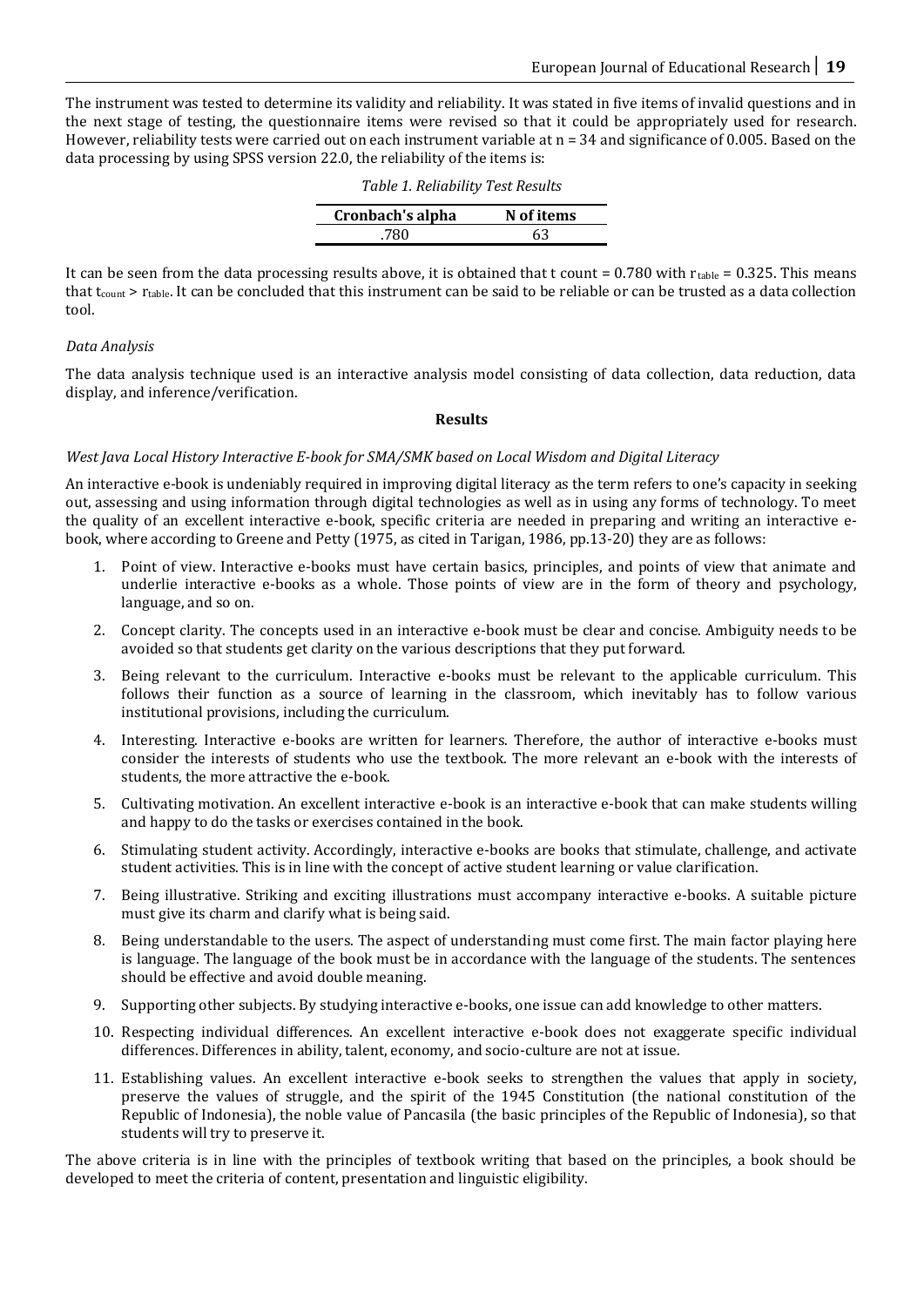The instrument was tested to determine its validity and reliability. It was stated in five items of invalid questions and in the next stage of testing, the questionnaire items were revised so that it could be appropriately used for research. However, reliability tests were carried out on each instrument variable at n = 34 and significance of 0.005. Based on the data processing by using SPSS version 22.0, the reliability of the items is:

*Table 1. Reliability Test Results*

| Cronbach's alpha | N of items |
|---|---|
| .780 | 63 |

It can be seen from the data processing results above, it is obtained that t count = 0.780 with $r_{table}$ = 0.325. This means that $t_{count} > r_{table}$. It can be concluded that this instrument can be said to be reliable or can be trusted as a data collection tool.

*Data Analysis*

The data analysis technique used is an interactive analysis model consisting of data collection, data reduction, data display, and inference/verification.

## Results

*West Java Local History Interactive E-book for SMA/SMK based on Local Wisdom and Digital Literacy*

An interactive e-book is undeniably required in improving digital literacy as the term refers to one's capacity in seeking out, assessing and using information through digital technologies as well as in using any forms of technology. To meet the quality of an excellent interactive e-book, specific criteria are needed in preparing and writing an interactive e-book, where according to Greene and Petty (1975, as cited in Tarigan, 1986, pp.13-20) they are as follows:

1. Point of view. Interactive e-books must have certain basics, principles, and points of view that animate and underlie interactive e-books as a whole. Those points of view are in the form of theory and psychology, language, and so on.
2. Concept clarity. The concepts used in an interactive e-book must be clear and concise. Ambiguity needs to be avoided so that students get clarity on the various descriptions that they put forward.
3. Being relevant to the curriculum. Interactive e-books must be relevant to the applicable curriculum. This follows their function as a source of learning in the classroom, which inevitably has to follow various institutional provisions, including the curriculum.
4. Interesting. Interactive e-books are written for learners. Therefore, the author of interactive e-books must consider the interests of students who use the textbook. The more relevant an e-book with the interests of students, the more attractive the e-book.
5. Cultivating motivation. An excellent interactive e-book is an interactive e-book that can make students willing and happy to do the tasks or exercises contained in the book.
6. Stimulating student activity. Accordingly, interactive e-books are books that stimulate, challenge, and activate student activities. This is in line with the concept of active student learning or value clarification.
7. Being illustrative. Striking and exciting illustrations must accompany interactive e-books. A suitable picture must give its charm and clarify what is being said.
8. Being understandable to the users. The aspect of understanding must come first. The main factor playing here is language. The language of the book must be in accordance with the language of the students. The sentences should be effective and avoid double meaning.
9. Supporting other subjects. By studying interactive e-books, one issue can add knowledge to other matters.
10. Respecting individual differences. An excellent interactive e-book does not exaggerate specific individual differences. Differences in ability, talent, economy, and socio-culture are not at issue.
11. Establishing values. An excellent interactive e-book seeks to strengthen the values that apply in society, preserve the values of struggle, and the spirit of the 1945 Constitution (the national constitution of the Republic of Indonesia), the noble value of Pancasila (the basic principles of the Republic of Indonesia), so that students will try to preserve it.

The above criteria is in line with the principles of textbook writing that based on the principles, a book should be developed to meet the criteria of content, presentation and linguistic eligibility.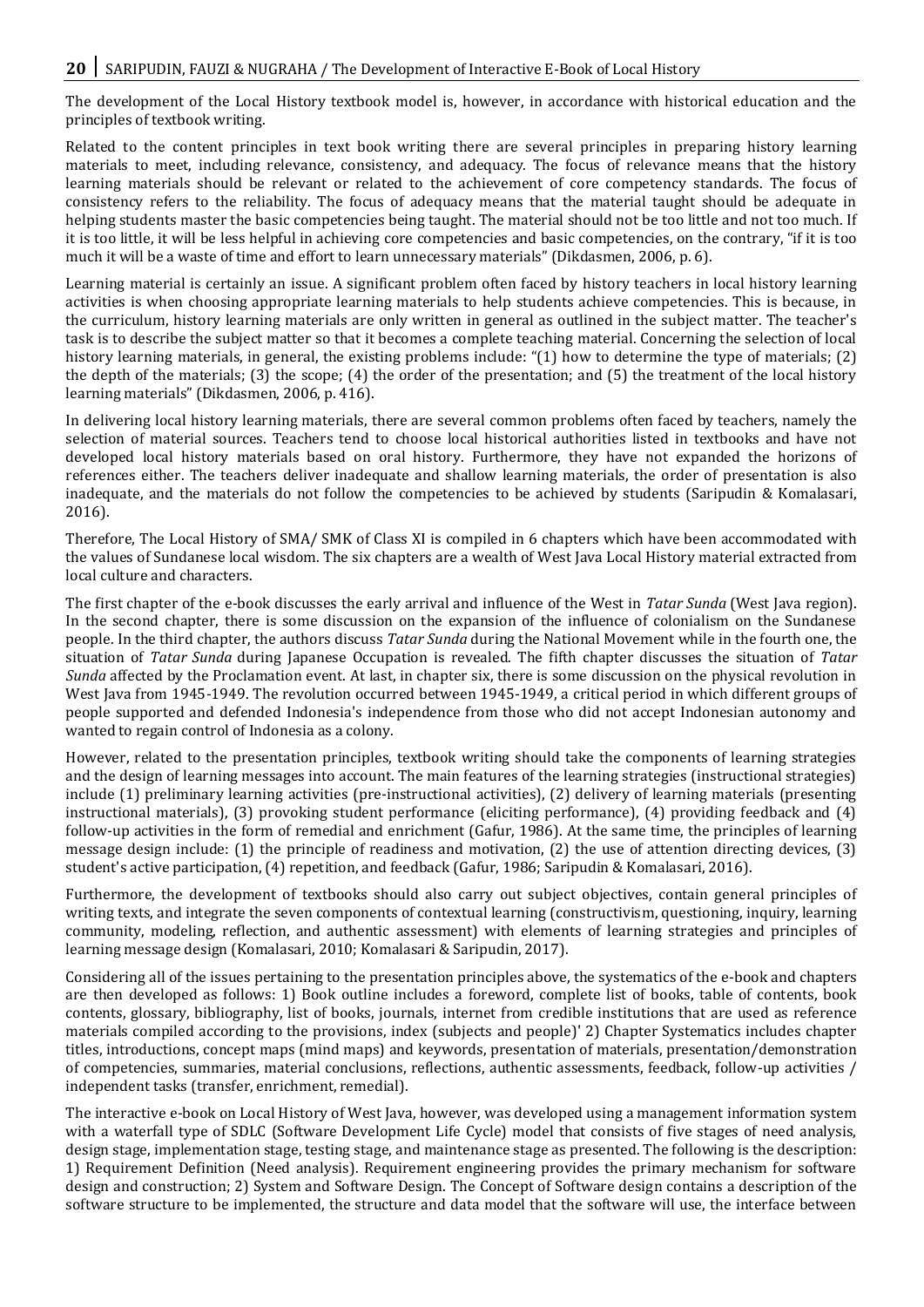The development of the Local History textbook model is, however, in accordance with historical education and the principles of textbook writing.

Related to the content principles in text book writing there are several principles in preparing history learning materials to meet, including relevance, consistency, and adequacy. The focus of relevance means that the history learning materials should be relevant or related to the achievement of core competency standards. The focus of consistency refers to the reliability. The focus of adequacy means that the material taught should be adequate in helping students master the basic competencies being taught. The material should not be too little and not too much. If it is too little, it will be less helpful in achieving core competencies and basic competencies, on the contrary, "if it is too much it will be a waste of time and effort to learn unnecessary materials" (Dikdasmen, 2006, p. 6).

Learning material is certainly an issue. A significant problem often faced by history teachers in local history learning activities is when choosing appropriate learning materials to help students achieve competencies. This is because, in the curriculum, history learning materials are only written in general as outlined in the subject matter. The teacher's task is to describe the subject matter so that it becomes a complete teaching material. Concerning the selection of local history learning materials, in general, the existing problems include: "(1) how to determine the type of materials; (2) the depth of the materials; (3) the scope; (4) the order of the presentation; and (5) the treatment of the local history learning materials" (Dikdasmen, 2006, p. 416).

In delivering local history learning materials, there are several common problems often faced by teachers, namely the selection of material sources. Teachers tend to choose local historical authorities listed in textbooks and have not developed local history materials based on oral history. Furthermore, they have not expanded the horizons of references either. The teachers deliver inadequate and shallow learning materials, the order of presentation is also inadequate, and the materials do not follow the competencies to be achieved by students (Saripudin & Komalasari, 2016).

Therefore, The Local History of SMA/ SMK of Class XI is compiled in 6 chapters which have been accommodated with the values of Sundanese local wisdom. The six chapters are a wealth of West Java Local History material extracted from local culture and characters.

The first chapter of the e-book discusses the early arrival and influence of the West in *Tatar Sunda* (West Java region). In the second chapter, there is some discussion on the expansion of the influence of colonialism on the Sundanese people. In the third chapter, the authors discuss *Tatar Sunda* during the National Movement while in the fourth one, the situation of *Tatar Sunda* during Japanese Occupation is revealed. The fifth chapter discusses the situation of *Tatar Sunda* affected by the Proclamation event. At last, in chapter six, there is some discussion on the physical revolution in West Java from 1945-1949. The revolution occurred between 1945-1949, a critical period in which different groups of people supported and defended Indonesia's independence from those who did not accept Indonesian autonomy and wanted to regain control of Indonesia as a colony.

However, related to the presentation principles, textbook writing should take the components of learning strategies and the design of learning messages into account. The main features of the learning strategies (instructional strategies) include (1) preliminary learning activities (pre-instructional activities), (2) delivery of learning materials (presenting instructional materials), (3) provoking student performance (eliciting performance), (4) providing feedback and (4) follow-up activities in the form of remedial and enrichment (Gafur, 1986). At the same time, the principles of learning message design include: (1) the principle of readiness and motivation, (2) the use of attention directing devices, (3) student's active participation, (4) repetition, and feedback (Gafur, 1986; Saripudin & Komalasari, 2016).

Furthermore, the development of textbooks should also carry out subject objectives, contain general principles of writing texts, and integrate the seven components of contextual learning (constructivism, questioning, inquiry, learning community, modeling, reflection, and authentic assessment) with elements of learning strategies and principles of learning message design (Komalasari, 2010; Komalasari & Saripudin, 2017).

Considering all of the issues pertaining to the presentation principles above, the systematics of the e-book and chapters are then developed as follows: 1) Book outline includes a foreword, complete list of books, table of contents, book contents, glossary, bibliography, list of books, journals, internet from credible institutions that are used as reference materials compiled according to the provisions, index (subjects and people)' 2) Chapter Systematics includes chapter titles, introductions, concept maps (mind maps) and keywords, presentation of materials, presentation/demonstration of competencies, summaries, material conclusions, reflections, authentic assessments, feedback, follow-up activities / independent tasks (transfer, enrichment, remedial).

The interactive e-book on Local History of West Java, however, was developed using a management information system with a waterfall type of SDLC (Software Development Life Cycle) model that consists of five stages of need analysis, design stage, implementation stage, testing stage, and maintenance stage as presented. The following is the description: 1) Requirement Definition (Need analysis). Requirement engineering provides the primary mechanism for software design and construction; 2) System and Software Design. The Concept of Software design contains a description of the software structure to be implemented, the structure and data model that the software will use, the interface between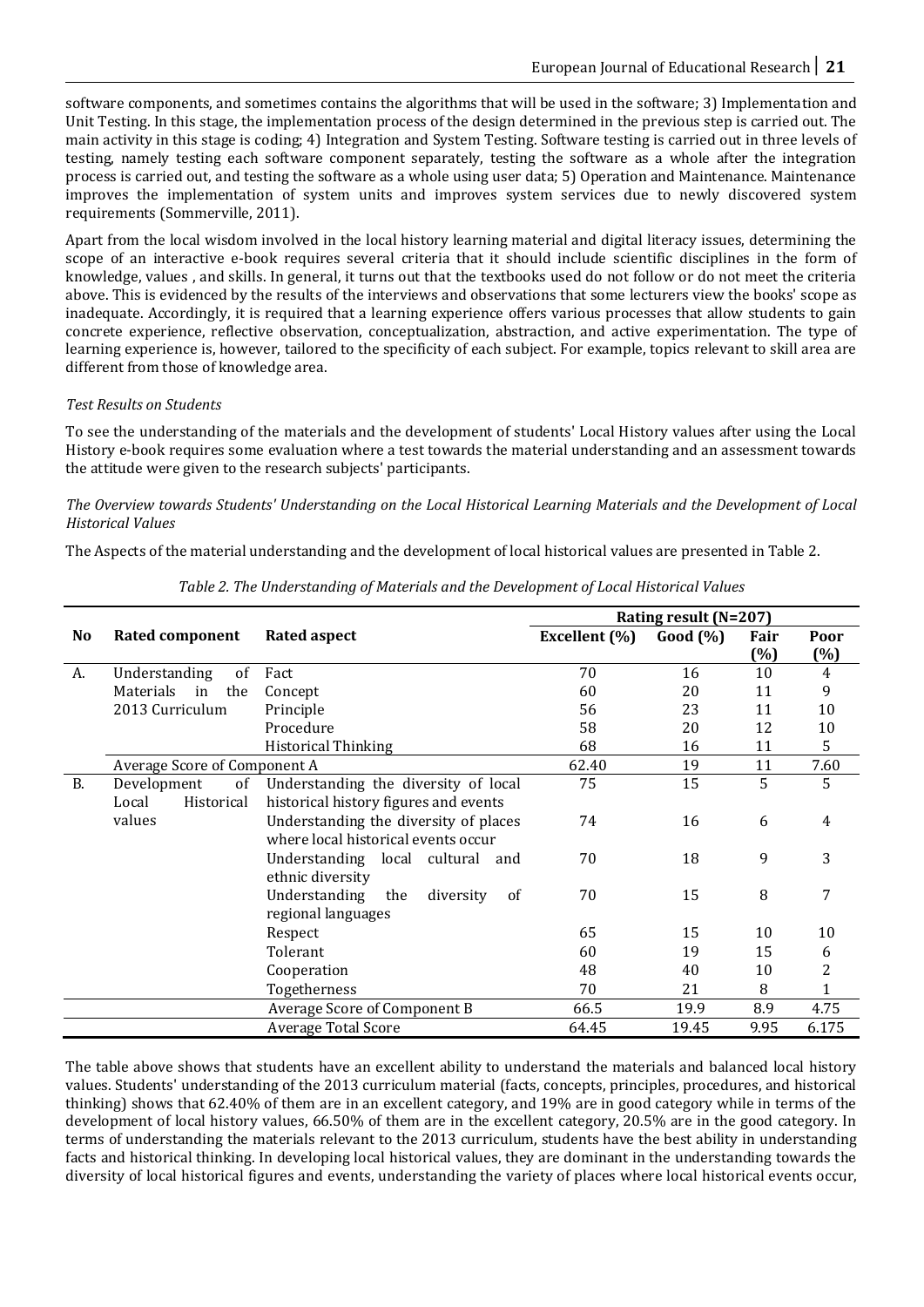software components, and sometimes contains the algorithms that will be used in the software; 3) Implementation and Unit Testing. In this stage, the implementation process of the design determined in the previous step is carried out. The main activity in this stage is coding; 4) Integration and System Testing. Software testing is carried out in three levels of testing, namely testing each software component separately, testing the software as a whole after the integration process is carried out, and testing the software as a whole using user data; 5) Operation and Maintenance. Maintenance improves the implementation of system units and improves system services due to newly discovered system requirements (Sommerville, 2011).

Apart from the local wisdom involved in the local history learning material and digital literacy issues, determining the scope of an interactive e-book requires several criteria that it should include scientific disciplines in the form of knowledge, values , and skills. In general, it turns out that the textbooks used do not follow or do not meet the criteria above. This is evidenced by the results of the interviews and observations that some lecturers view the books' scope as inadequate. Accordingly, it is required that a learning experience offers various processes that allow students to gain concrete experience, reflective observation, conceptualization, abstraction, and active experimentation. The type of learning experience is, however, tailored to the specificity of each subject. For example, topics relevant to skill area are different from those of knowledge area.

*Test Results on Students*

To see the understanding of the materials and the development of students' Local History values after using the Local History e-book requires some evaluation where a test towards the material understanding and an assessment towards the attitude were given to the research subjects' participants.

*The Overview towards Students' Understanding on the Local Historical Learning Materials and the Development of Local Historical Values*

The Aspects of the material understanding and the development of local historical values are presented in Table 2.

*Table 2. The Understanding of Materials and the Development of Local Historical Values*

| No | Rated component | Rated aspect | Rating result (N=207) | | | |
|---|---|---|---|---|---|---|
| | | | Excellent (%) | Good (%) | Fair (%) | Poor (%) |
| A. | Understanding of Materials in the 2013 Curriculum | Fact | 70 | 16 | 10 | 4 |
| | | Concept | 60 | 20 | 11 | 9 |
| | | Principle | 56 | 23 | 11 | 10 |
| | | Procedure | 58 | 20 | 12 | 10 |
| | | Historical Thinking | 68 | 16 | 11 | 5 |
| | Average Score of Component A | | 62.40 | 19 | 11 | 7.60 |
| B. | Development of Local Historical values | Understanding the diversity of local historical history figures and events | 75 | 15 | 5 | 5 |
| | | Understanding the diversity of places where local historical events occur | 74 | 16 | 6 | 4 |
| | | Understanding local cultural and ethnic diversity | 70 | 18 | 9 | 3 |
| | | Understanding the diversity of regional languages | 70 | 15 | 8 | 7 |
| | | Respect | 65 | 15 | 10 | 10 |
| | | Tolerant | 60 | 19 | 15 | 6 |
| | | Cooperation | 48 | 40 | 10 | 2 |
| | | Togetherness | 70 | 21 | 8 | 1 |
| | | Average Score of Component B | 66.5 | 19.9 | 8.9 | 4.75 |
| | | Average Total Score | 64.45 | 19.45 | 9.95 | 6.175 |

The table above shows that students have an excellent ability to understand the materials and balanced local history values. Students' understanding of the 2013 curriculum material (facts, concepts, principles, procedures, and historical thinking) shows that 62.40% of them are in an excellent category, and 19% are in good category while in terms of the development of local history values, 66.50% of them are in the excellent category, 20.5% are in the good category. In terms of understanding the materials relevant to the 2013 curriculum, students have the best ability in understanding facts and historical thinking. In developing local historical values, they are dominant in the understanding towards the diversity of local historical figures and events, understanding the variety of places where local historical events occur,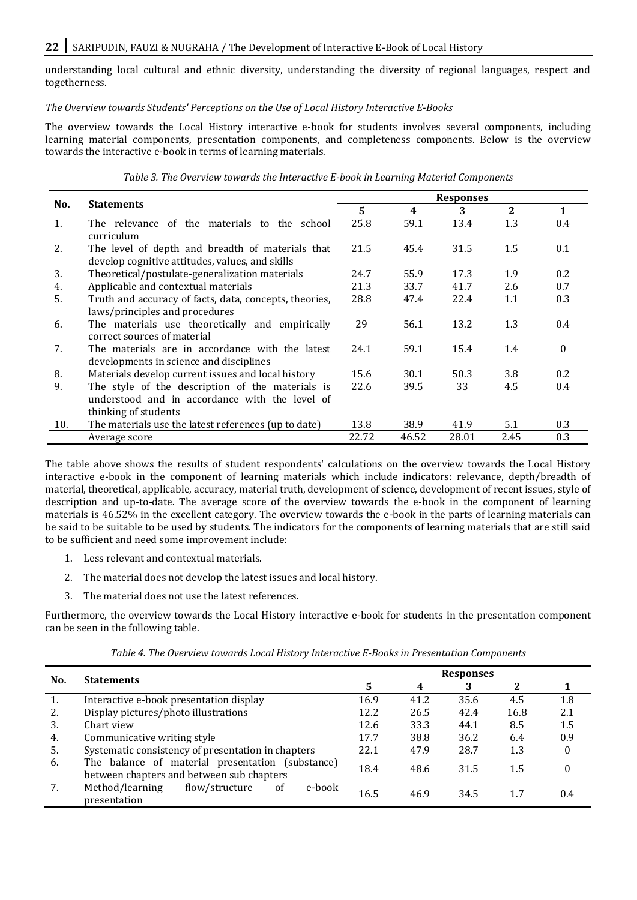understanding local cultural and ethnic diversity, understanding the diversity of regional languages, respect and togetherness.

*The Overview towards Students' Perceptions on the Use of Local History Interactive E-Books*

The overview towards the Local History interactive e-book for students involves several components, including learning material components, presentation components, and completeness components. Below is the overview towards the interactive e-book in terms of learning materials.

*Table 3. The Overview towards the Interactive E-book in Learning Material Components*

| No. | Statements | Responses | | | | |
|---|---|---|---|---|---|---|
| | | 5 | 4 | 3 | 2 | 1 |
| 1. | The relevance of the materials to the school curriculum | 25.8 | 59.1 | 13.4 | 1.3 | 0.4 |
| 2. | The level of depth and breadth of materials that develop cognitive attitudes, values, and skills | 21.5 | 45.4 | 31.5 | 1.5 | 0.1 |
| 3. | Theoretical/postulate-generalization materials | 24.7 | 55.9 | 17.3 | 1.9 | 0.2 |
| 4. | Applicable and contextual materials | 21.3 | 33.7 | 41.7 | 2.6 | 0.7 |
| 5. | Truth and accuracy of facts, data, concepts, theories, laws/principles and procedures | 28.8 | 47.4 | 22.4 | 1.1 | 0.3 |
| 6. | The materials use theoretically and empirically correct sources of material | 29 | 56.1 | 13.2 | 1.3 | 0.4 |
| 7. | The materials are in accordance with the latest developments in science and disciplines | 24.1 | 59.1 | 15.4 | 1.4 | 0 |
| 8. | Materials develop current issues and local history | 15.6 | 30.1 | 50.3 | 3.8 | 0.2 |
| 9. | The style of the description of the materials is understood and in accordance with the level of thinking of students | 22.6 | 39.5 | 33 | 4.5 | 0.4 |
| 10. | The materials use the latest references (up to date) | 13.8 | 38.9 | 41.9 | 5.1 | 0.3 |
| | Average score | 22.72 | 46.52 | 28.01 | 2.45 | 0.3 |

The table above shows the results of student respondents' calculations on the overview towards the Local History interactive e-book in the component of learning materials which include indicators: relevance, depth/breadth of material, theoretical, applicable, accuracy, material truth, development of science, development of recent issues, style of description and up-to-date. The average score of the overview towards the e-book in the component of learning materials is 46.52% in the excellent category. The overview towards the e-book in the parts of learning materials can be said to be suitable to be used by students. The indicators for the components of learning materials that are still said to be sufficient and need some improvement include:

1. Less relevant and contextual materials.
2. The material does not develop the latest issues and local history.
3. The material does not use the latest references.

Furthermore, the overview towards the Local History interactive e-book for students in the presentation component can be seen in the following table.

*Table 4. The Overview towards Local History Interactive E-Books in Presentation Components*

| No. | Statements | Responses | | | | |
|---|---|---|---|---|---|---|
| | | 5 | 4 | 3 | 2 | 1 |
| 1. | Interactive e-book presentation display | 16.9 | 41.2 | 35.6 | 4.5 | 1.8 |
| 2. | Display pictures/photo illustrations | 12.2 | 26.5 | 42.4 | 16.8 | 2.1 |
| 3. | Chart view | 12.6 | 33.3 | 44.1 | 8.5 | 1.5 |
| 4. | Communicative writing style | 17.7 | 38.8 | 36.2 | 6.4 | 0.9 |
| 5. | Systematic consistency of presentation in chapters | 22.1 | 47.9 | 28.7 | 1.3 | 0 |
| 6. | The balance of material presentation (substance) between chapters and between sub chapters | 18.4 | 48.6 | 31.5 | 1.5 | 0 |
| 7. | Method/learning flow/structure of e-book presentation | 16.5 | 46.9 | 34.5 | 1.7 | 0.4 |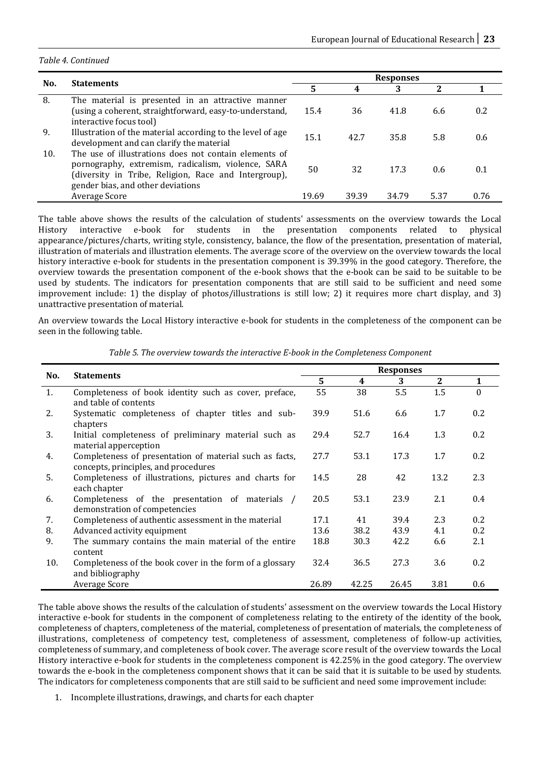*Table 4. Continued*

| No. | Statements | Responses | | | | |
|---|---|---|---|---|---|---|
| | | 5 | 4 | 3 | 2 | 1 |
| 8. | The material is presented in an attractive manner (using a coherent, straightforward, easy-to-understand, interactive focus tool) | 15.4 | 36 | 41.8 | 6.6 | 0.2 |
| 9. | Illustration of the material according to the level of age development and can clarify the material | 15.1 | 42.7 | 35.8 | 5.8 | 0.6 |
| 10. | The use of illustrations does not contain elements of pornography, extremism, radicalism, violence, SARA (diversity in Tribe, Religion, Race and Intergroup), gender bias, and other deviations | 50 | 32 | 17.3 | 0.6 | 0.1 |
| | Average Score | 19.69 | 39.39 | 34.79 | 5.37 | 0.76 |

The table above shows the results of the calculation of students' assessments on the overview towards the Local History interactive e-book for students in the presentation components related to physical appearance/pictures/charts, writing style, consistency, balance, the flow of the presentation, presentation of material, illustration of materials and illustration elements. The average score of the overview on the overview towards the local history interactive e-book for students in the presentation component is 39.39% in the good category. Therefore, the overview towards the presentation component of the e-book shows that the e-book can be said to be suitable to be used by students. The indicators for presentation components that are still said to be sufficient and need some improvement include: 1) the display of photos/illustrations is still low; 2) it requires more chart display, and 3) unattractive presentation of material.

An overview towards the Local History interactive e-book for students in the completeness of the component can be seen in the following table.

*Table 5. The overview towards the interactive E-book in the Completeness Component*

| No. | Statements | Responses | | | | |
|---|---|---|---|---|---|---|
| | | 5 | 4 | 3 | 2 | 1 |
| 1. | Completeness of book identity such as cover, preface, and table of contents | 55 | 38 | 5.5 | 1.5 | 0 |
| 2. | Systematic completeness of chapter titles and sub-chapters | 39.9 | 51.6 | 6.6 | 1.7 | 0.2 |
| 3. | Initial completeness of preliminary material such as material apperception | 29.4 | 52.7 | 16.4 | 1.3 | 0.2 |
| 4. | Completeness of presentation of material such as facts, concepts, principles, and procedures | 27.7 | 53.1 | 17.3 | 1.7 | 0.2 |
| 5. | Completeness of illustrations, pictures and charts for each chapter | 14.5 | 28 | 42 | 13.2 | 2.3 |
| 6. | Completeness of the presentation of materials / demonstration of competencies | 20.5 | 53.1 | 23.9 | 2.1 | 0.4 |
| 7. | Completeness of authentic assessment in the material | 17.1 | 41 | 39.4 | 2.3 | 0.2 |
| 8. | Advanced activity equipment | 13.6 | 38.2 | 43.9 | 4.1 | 0.2 |
| 9. | The summary contains the main material of the entire content | 18.8 | 30.3 | 42.2 | 6.6 | 2.1 |
| 10. | Completeness of the book cover in the form of a glossary and bibliography | 32.4 | 36.5 | 27.3 | 3.6 | 0.2 |
| | Average Score | 26.89 | 42.25 | 26.45 | 3.81 | 0.6 |

The table above shows the results of the calculation of students' assessment on the overview towards the Local History interactive e-book for students in the component of completeness relating to the entirety of the identity of the book, completeness of chapters, completeness of the material, completeness of presentation of materials, the completeness of illustrations, completeness of competency test, completeness of assessment, completeness of follow-up activities, completeness of summary, and completeness of book cover. The average score result of the overview towards the Local History interactive e-book for students in the completeness component is 42.25% in the good category. The overview towards the e-book in the completeness component shows that it can be said that it is suitable to be used by students. The indicators for completeness components that are still said to be sufficient and need some improvement include:

1. Incomplete illustrations, drawings, and charts for each chapter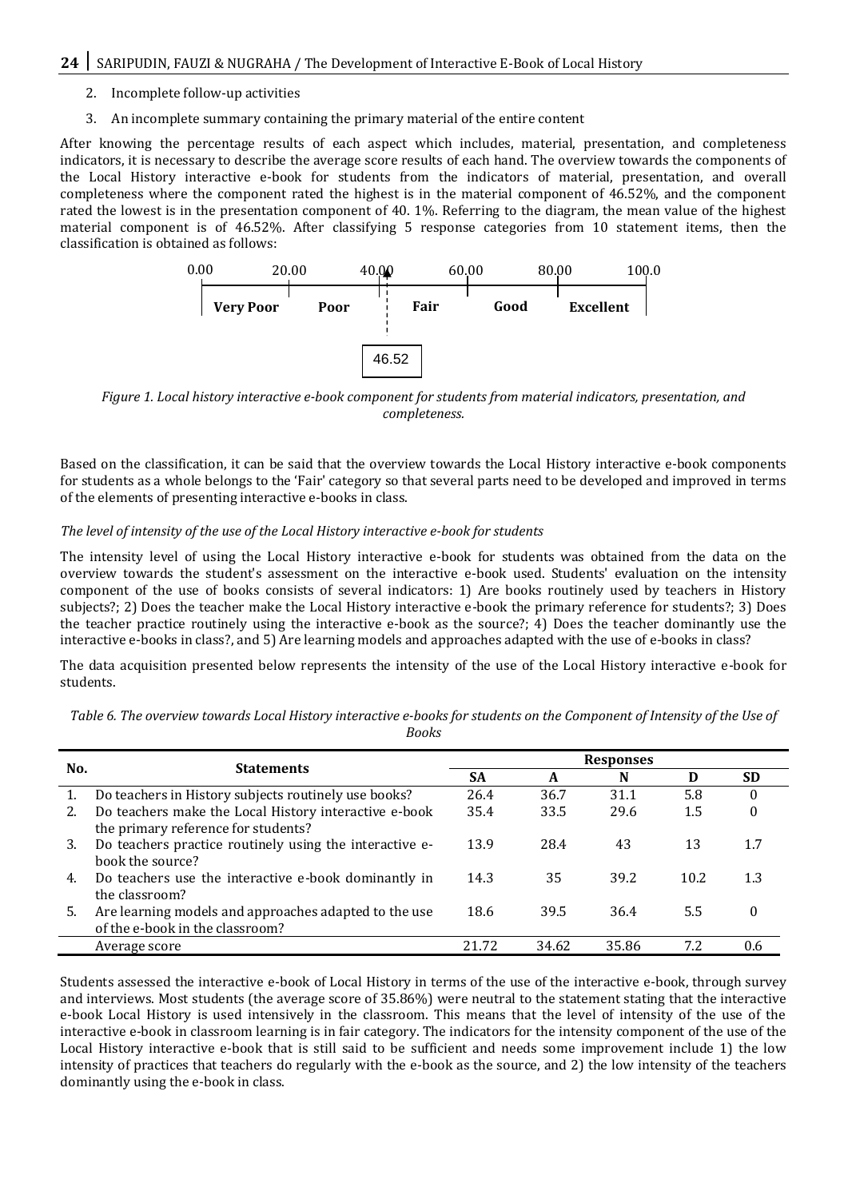2. Incomplete follow-up activities
3. An incomplete summary containing the primary material of the entire content

After knowing the percentage results of each aspect which includes, material, presentation, and completeness indicators, it is necessary to describe the average score results of each hand. The overview towards the components of the Local History interactive e-book for students from the indicators of material, presentation, and overall completeness where the component rated the highest is in the material component of 46.52%, and the component rated the lowest is in the presentation component of 40. 1%. Referring to the diagram, the mean value of the highest material component is of 46.52%. After classifying 5 response categories from 10 statement items, then the classification is obtained as follows:

| 0.00 – 20.00 | 20.00 – 40.00 | 40.00 – 60.00 | 60.00 – 80.00 | 80.00 – 100.0 |
|---|---|---|---|---|
| **Very Poor** | **Poor** | **Fair** | **Good** | **Excellent** |

46.52

*Figure 1. Local history interactive e-book component for students from material indicators, presentation, and completeness.*

Based on the classification, it can be said that the overview towards the Local History interactive e-book components for students as a whole belongs to the 'Fair' category so that several parts need to be developed and improved in terms of the elements of presenting interactive e-books in class.

*The level of intensity of the use of the Local History interactive e-book for students*

The intensity level of using the Local History interactive e-book for students was obtained from the data on the overview towards the student's assessment on the interactive e-book used. Students' evaluation on the intensity component of the use of books consists of several indicators: 1) Are books routinely used by teachers in History subjects?; 2) Does the teacher make the Local History interactive e-book the primary reference for students?; 3) Does the teacher practice routinely using the interactive e-book as the source?; 4) Does the teacher dominantly use the interactive e-books in class?, and 5) Are learning models and approaches adapted with the use of e-books in class?

The data acquisition presented below represents the intensity of the use of the Local History interactive e-book for students.

*Table 6. The overview towards Local History interactive e-books for students on the Component of Intensity of the Use of Books*

| No. | Statements | Responses | | | | |
|---|---|---|---|---|---|---|
| | | SA | A | N | D | SD |
| 1. | Do teachers in History subjects routinely use books? | 26.4 | 36.7 | 31.1 | 5.8 | 0 |
| 2. | Do teachers make the Local History interactive e-book the primary reference for students? | 35.4 | 33.5 | 29.6 | 1.5 | 0 |
| 3. | Do teachers practice routinely using the interactive e-book the source? | 13.9 | 28.4 | 43 | 13 | 1.7 |
| 4. | Do teachers use the interactive e-book dominantly in the classroom? | 14.3 | 35 | 39.2 | 10.2 | 1.3 |
| 5. | Are learning models and approaches adapted to the use of the e-book in the classroom? | 18.6 | 39.5 | 36.4 | 5.5 | 0 |
| | Average score | 21.72 | 34.62 | 35.86 | 7.2 | 0.6 |

Students assessed the interactive e-book of Local History in terms of the use of the interactive e-book, through survey and interviews. Most students (the average score of 35.86%) were neutral to the statement stating that the interactive e-book Local History is used intensively in the classroom. This means that the level of intensity of the use of the interactive e-book in classroom learning is in fair category. The indicators for the intensity component of the use of the Local History interactive e-book that is still said to be sufficient and needs some improvement include 1) the low intensity of practices that teachers do regularly with the e-book as the source, and 2) the low intensity of the teachers dominantly using the e-book in class.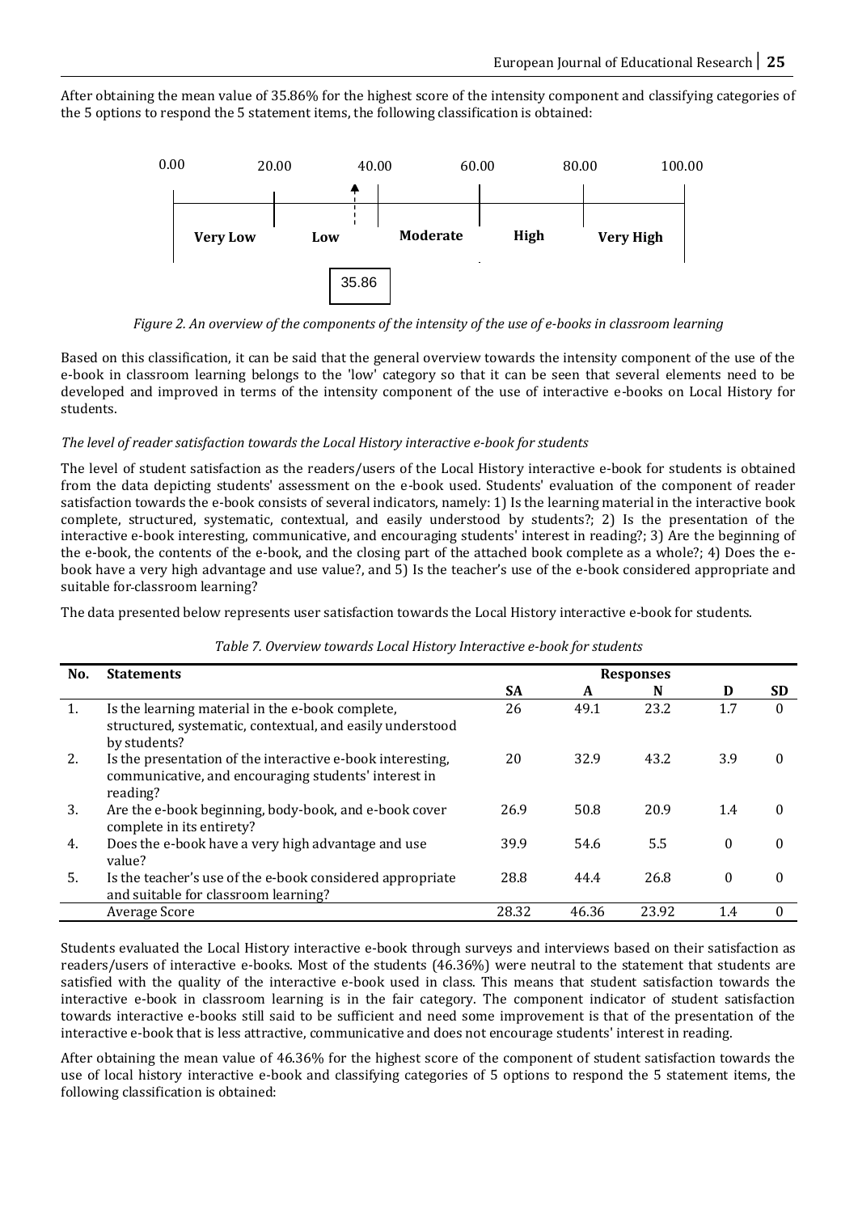After obtaining the mean value of 35.86% for the highest score of the intensity component and classifying categories of the 5 options to respond the 5 statement items, the following classification is obtained:

| 0.00 | 20.00 | 40.00 | 60.00 | 80.00 | 100.00 |
|---|---|---|---|---|---|
| Very Low | Low | Moderate | High | Very High | |

35.86

*Figure 2. An overview of the components of the intensity of the use of e-books in classroom learning*

Based on this classification, it can be said that the general overview towards the intensity component of the use of the e-book in classroom learning belongs to the 'low' category so that it can be seen that several elements need to be developed and improved in terms of the intensity component of the use of interactive e-books on Local History for students.

*The level of reader satisfaction towards the Local History interactive e-book for students*

The level of student satisfaction as the readers/users of the Local History interactive e-book for students is obtained from the data depicting students' assessment on the e-book used. Students' evaluation of the component of reader satisfaction towards the e-book consists of several indicators, namely: 1) Is the learning material in the interactive book complete, structured, systematic, contextual, and easily understood by students?; 2) Is the presentation of the interactive e-book interesting, communicative, and encouraging students' interest in reading?; 3) Are the beginning of the e-book, the contents of the e-book, and the closing part of the attached book complete as a whole?; 4) Does the e-book have a very high advantage and use value?, and 5) Is the teacher's use of the e-book considered appropriate and suitable for-classroom learning?

The data presented below represents user satisfaction towards the Local History interactive e-book for students.

*Table 7. Overview towards Local History Interactive e-book for students*

| No. | Statements | Responses | | | | |
|---|---|---|---|---|---|---|
| | | **SA** | **A** | **N** | **D** | **SD** |
| 1. | Is the learning material in the e-book complete, structured, systematic, contextual, and easily understood by students? | 26 | 49.1 | 23.2 | 1.7 | 0 |
| 2. | Is the presentation of the interactive e-book interesting, communicative, and encouraging students' interest in reading? | 20 | 32.9 | 43.2 | 3.9 | 0 |
| 3. | Are the e-book beginning, body-book, and e-book cover complete in its entirety? | 26.9 | 50.8 | 20.9 | 1.4 | 0 |
| 4. | Does the e-book have a very high advantage and use value? | 39.9 | 54.6 | 5.5 | 0 | 0 |
| 5. | Is the teacher's use of the e-book considered appropriate and suitable for classroom learning? | 28.8 | 44.4 | 26.8 | 0 | 0 |
| | Average Score | 28.32 | 46.36 | 23.92 | 1.4 | 0 |

Students evaluated the Local History interactive e-book through surveys and interviews based on their satisfaction as readers/users of interactive e-books. Most of the students (46.36%) were neutral to the statement that students are satisfied with the quality of the interactive e-book used in class. This means that student satisfaction towards the interactive e-book in classroom learning is in the fair category. The component indicator of student satisfaction towards interactive e-books still said to be sufficient and need some improvement is that of the presentation of the interactive e-book that is less attractive, communicative and does not encourage students' interest in reading.

After obtaining the mean value of 46.36% for the highest score of the component of student satisfaction towards the use of local history interactive e-book and classifying categories of 5 options to respond the 5 statement items, the following classification is obtained: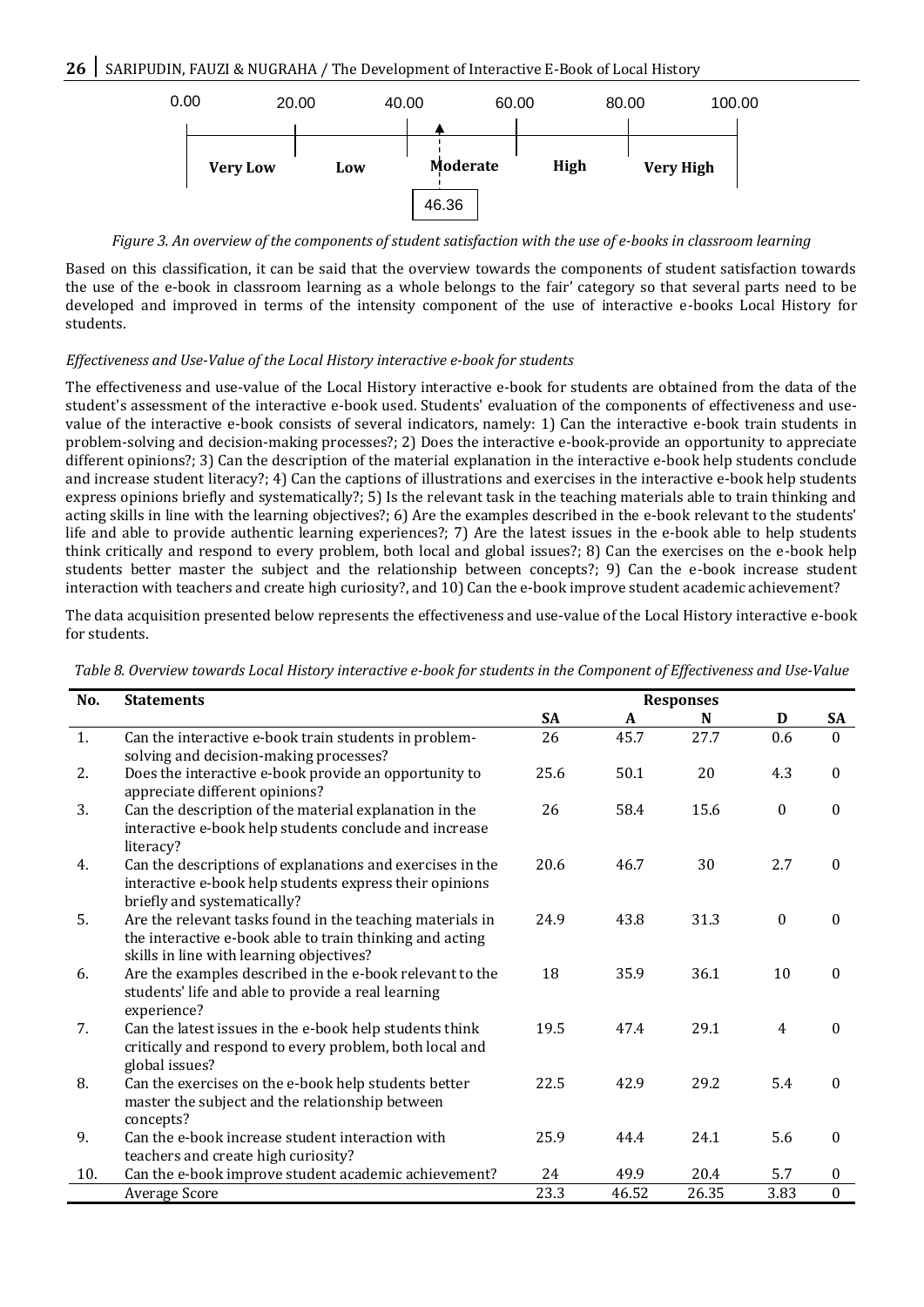| 0.00 | 20.00 | 40.00 | 60.00 | 80.00 | 100.00 |
|---|---|---|---|---|---|
| Very Low | Low | Moderate | High | Very High | |

46.36

*Figure 3. An overview of the components of student satisfaction with the use of e-books in classroom learning*

Based on this classification, it can be said that the overview towards the components of student satisfaction towards the use of the e-book in classroom learning as a whole belongs to the fair' category so that several parts need to be developed and improved in terms of the intensity component of the use of interactive e-books Local History for students.

*Effectiveness and Use-Value of the Local History interactive e-book for students*

The effectiveness and use-value of the Local History interactive e-book for students are obtained from the data of the student's assessment of the interactive e-book used. Students' evaluation of the components of effectiveness and use-value of the interactive e-book consists of several indicators, namely: 1) Can the interactive e-book train students in problem-solving and decision-making processes?; 2) Does the interactive e-book-provide an opportunity to appreciate different opinions?; 3) Can the description of the material explanation in the interactive e-book help students conclude and increase student literacy?; 4) Can the captions of illustrations and exercises in the interactive e-book help students express opinions briefly and systematically?; 5) Is the relevant task in the teaching materials able to train thinking and acting skills in line with the learning objectives?; 6) Are the examples described in the e-book relevant to the students' life and able to provide authentic learning experiences?; 7) Are the latest issues in the e-book able to help students think critically and respond to every problem, both local and global issues?; 8) Can the exercises on the e-book help students better master the subject and the relationship between concepts?; 9) Can the e-book increase student interaction with teachers and create high curiosity?, and 10) Can the e-book improve student academic achievement?

The data acquisition presented below represents the effectiveness and use-value of the Local History interactive e-book for students.

*Table 8. Overview towards Local History interactive e-book for students in the Component of Effectiveness and Use-Value*

| No. | Statements | Responses | | | | |
|---|---|---|---|---|---|---|
| | | SA | A | N | D | SA |
| 1. | Can the interactive e-book train students in problem-solving and decision-making processes? | 26 | 45.7 | 27.7 | 0.6 | 0 |
| 2. | Does the interactive e-book provide an opportunity to appreciate different opinions? | 25.6 | 50.1 | 20 | 4.3 | 0 |
| 3. | Can the description of the material explanation in the interactive e-book help students conclude and increase literacy? | 26 | 58.4 | 15.6 | 0 | 0 |
| 4. | Can the descriptions of explanations and exercises in the interactive e-book help students express their opinions briefly and systematically? | 20.6 | 46.7 | 30 | 2.7 | 0 |
| 5. | Are the relevant tasks found in the teaching materials in the interactive e-book able to train thinking and acting skills in line with learning objectives? | 24.9 | 43.8 | 31.3 | 0 | 0 |
| 6. | Are the examples described in the e-book relevant to the students' life and able to provide a real learning experience? | 18 | 35.9 | 36.1 | 10 | 0 |
| 7. | Can the latest issues in the e-book help students think critically and respond to every problem, both local and global issues? | 19.5 | 47.4 | 29.1 | 4 | 0 |
| 8. | Can the exercises on the e-book help students better master the subject and the relationship between concepts? | 22.5 | 42.9 | 29.2 | 5.4 | 0 |
| 9. | Can the e-book increase student interaction with teachers and create high curiosity? | 25.9 | 44.4 | 24.1 | 5.6 | 0 |
| 10. | Can the e-book improve student academic achievement? | 24 | 49.9 | 20.4 | 5.7 | 0 |
| | Average Score | 23.3 | 46.52 | 26.35 | 3.83 | 0 |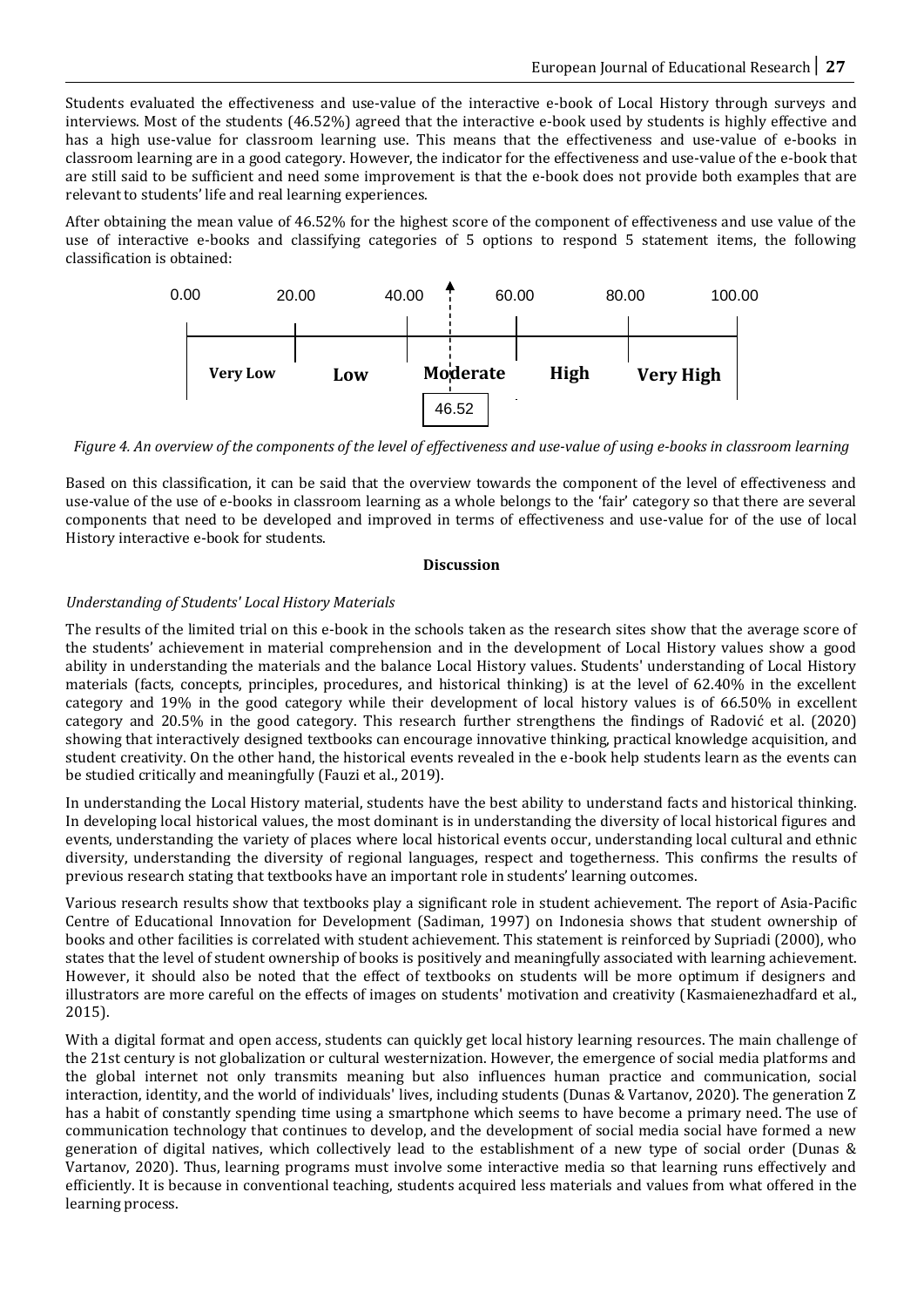Students evaluated the effectiveness and use-value of the interactive e-book of Local History through surveys and interviews. Most of the students (46.52%) agreed that the interactive e-book used by students is highly effective and has a high use-value for classroom learning use. This means that the effectiveness and use-value of e-books in classroom learning are in a good category. However, the indicator for the effectiveness and use-value of the e-book that are still said to be sufficient and need some improvement is that the e-book does not provide both examples that are relevant to students' life and real learning experiences.

After obtaining the mean value of 46.52% for the highest score of the component of effectiveness and use value of the use of interactive e-books and classifying categories of 5 options to respond 5 statement items, the following classification is obtained:

| 0.00 – 20.00 | 20.00 – 40.00 | 40.00 – 60.00 | 60.00 – 80.00 | 80.00 – 100.00 |
|---|---|---|---|---|
| Very Low | Low | Moderate (46.52) | High | Very High |

*Figure 4. An overview of the components of the level of effectiveness and use-value of using e-books in classroom learning*

Based on this classification, it can be said that the overview towards the component of the level of effectiveness and use-value of the use of e-books in classroom learning as a whole belongs to the 'fair' category so that there are several components that need to be developed and improved in terms of effectiveness and use-value for of the use of local History interactive e-book for students.

**Discussion**

*Understanding of Students' Local History Materials*

The results of the limited trial on this e-book in the schools taken as the research sites show that the average score of the students' achievement in material comprehension and in the development of Local History values show a good ability in understanding the materials and the balance Local History values. Students' understanding of Local History materials (facts, concepts, principles, procedures, and historical thinking) is at the level of 62.40% in the excellent category and 19% in the good category while their development of local history values is of 66.50% in excellent category and 20.5% in the good category. This research further strengthens the findings of Radović et al. (2020) showing that interactively designed textbooks can encourage innovative thinking, practical knowledge acquisition, and student creativity. On the other hand, the historical events revealed in the e-book help students learn as the events can be studied critically and meaningfully (Fauzi et al., 2019).

In understanding the Local History material, students have the best ability to understand facts and historical thinking. In developing local historical values, the most dominant is in understanding the diversity of local historical figures and events, understanding the variety of places where local historical events occur, understanding local cultural and ethnic diversity, understanding the diversity of regional languages, respect and togetherness. This confirms the results of previous research stating that textbooks have an important role in students' learning outcomes.

Various research results show that textbooks play a significant role in student achievement. The report of Asia-Pacific Centre of Educational Innovation for Development (Sadiman, 1997) on Indonesia shows that student ownership of books and other facilities is correlated with student achievement. This statement is reinforced by Supriadi (2000), who states that the level of student ownership of books is positively and meaningfully associated with learning achievement. However, it should also be noted that the effect of textbooks on students will be more optimum if designers and illustrators are more careful on the effects of images on students' motivation and creativity (Kasmaienezhadfard et al., 2015).

With a digital format and open access, students can quickly get local history learning resources. The main challenge of the 21st century is not globalization or cultural westernization. However, the emergence of social media platforms and the global internet not only transmits meaning but also influences human practice and communication, social interaction, identity, and the world of individuals' lives, including students (Dunas & Vartanov, 2020). The generation Z has a habit of constantly spending time using a smartphone which seems to have become a primary need. The use of communication technology that continues to develop, and the development of social media social have formed a new generation of digital natives, which collectively lead to the establishment of a new type of social order (Dunas & Vartanov, 2020). Thus, learning programs must involve some interactive media so that learning runs effectively and efficiently. It is because in conventional teaching, students acquired less materials and values from what offered in the learning process.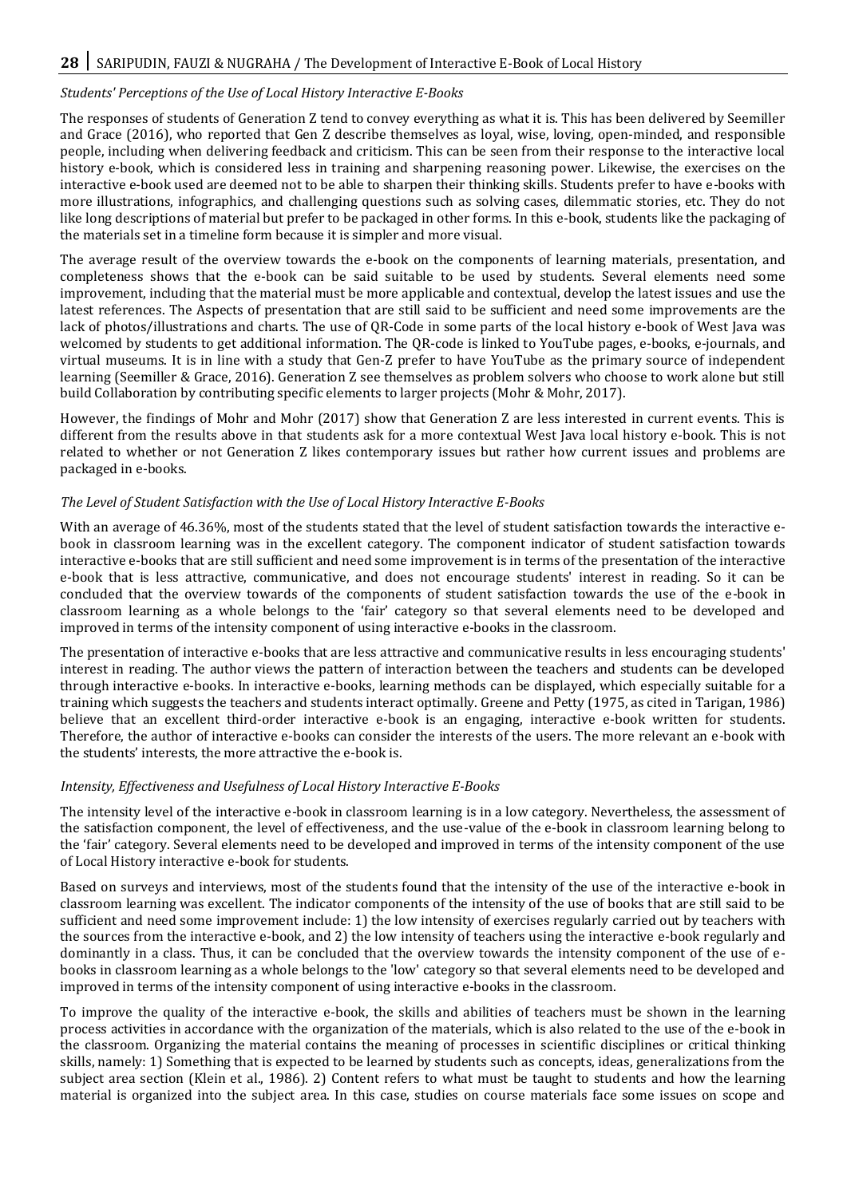### *Students' Perceptions of the Use of Local History Interactive E-Books*

The responses of students of Generation Z tend to convey everything as what it is. This has been delivered by Seemiller and Grace (2016), who reported that Gen Z describe themselves as loyal, wise, loving, open-minded, and responsible people, including when delivering feedback and criticism. This can be seen from their response to the interactive local history e-book, which is considered less in training and sharpening reasoning power. Likewise, the exercises on the interactive e-book used are deemed not to be able to sharpen their thinking skills. Students prefer to have e-books with more illustrations, infographics, and challenging questions such as solving cases, dilemmatic stories, etc. They do not like long descriptions of material but prefer to be packaged in other forms. In this e-book, students like the packaging of the materials set in a timeline form because it is simpler and more visual.

The average result of the overview towards the e-book on the components of learning materials, presentation, and completeness shows that the e-book can be said suitable to be used by students. Several elements need some improvement, including that the material must be more applicable and contextual, develop the latest issues and use the latest references. The Aspects of presentation that are still said to be sufficient and need some improvements are the lack of photos/illustrations and charts. The use of QR-Code in some parts of the local history e-book of West Java was welcomed by students to get additional information. The QR-code is linked to YouTube pages, e-books, e-journals, and virtual museums. It is in line with a study that Gen-Z prefer to have YouTube as the primary source of independent learning (Seemiller & Grace, 2016). Generation Z see themselves as problem solvers who choose to work alone but still build Collaboration by contributing specific elements to larger projects (Mohr & Mohr, 2017).

However, the findings of Mohr and Mohr (2017) show that Generation Z are less interested in current events. This is different from the results above in that students ask for a more contextual West Java local history e-book. This is not related to whether or not Generation Z likes contemporary issues but rather how current issues and problems are packaged in e-books.

### *The Level of Student Satisfaction with the Use of Local History Interactive E-Books*

With an average of 46.36%, most of the students stated that the level of student satisfaction towards the interactive e-book in classroom learning was in the excellent category. The component indicator of student satisfaction towards interactive e-books that are still sufficient and need some improvement is in terms of the presentation of the interactive e-book that is less attractive, communicative, and does not encourage students' interest in reading. So it can be concluded that the overview towards of the components of student satisfaction towards the use of the e-book in classroom learning as a whole belongs to the 'fair' category so that several elements need to be developed and improved in terms of the intensity component of using interactive e-books in the classroom.

The presentation of interactive e-books that are less attractive and communicative results in less encouraging students' interest in reading. The author views the pattern of interaction between the teachers and students can be developed through interactive e-books. In interactive e-books, learning methods can be displayed, which especially suitable for a training which suggests the teachers and students interact optimally. Greene and Petty (1975, as cited in Tarigan, 1986) believe that an excellent third-order interactive e-book is an engaging, interactive e-book written for students. Therefore, the author of interactive e-books can consider the interests of the users. The more relevant an e-book with the students' interests, the more attractive the e-book is.

### *Intensity, Effectiveness and Usefulness of Local History Interactive E-Books*

The intensity level of the interactive e-book in classroom learning is in a low category. Nevertheless, the assessment of the satisfaction component, the level of effectiveness, and the use-value of the e-book in classroom learning belong to the 'fair' category. Several elements need to be developed and improved in terms of the intensity component of the use of Local History interactive e-book for students.

Based on surveys and interviews, most of the students found that the intensity of the use of the interactive e-book in classroom learning was excellent. The indicator components of the intensity of the use of books that are still said to be sufficient and need some improvement include: 1) the low intensity of exercises regularly carried out by teachers with the sources from the interactive e-book, and 2) the low intensity of teachers using the interactive e-book regularly and dominantly in a class. Thus, it can be concluded that the overview towards the intensity component of the use of e-books in classroom learning as a whole belongs to the 'low' category so that several elements need to be developed and improved in terms of the intensity component of using interactive e-books in the classroom.

To improve the quality of the interactive e-book, the skills and abilities of teachers must be shown in the learning process activities in accordance with the organization of the materials, which is also related to the use of the e-book in the classroom. Organizing the material contains the meaning of processes in scientific disciplines or critical thinking skills, namely: 1) Something that is expected to be learned by students such as concepts, ideas, generalizations from the subject area section (Klein et al., 1986). 2) Content refers to what must be taught to students and how the learning material is organized into the subject area. In this case, studies on course materials face some issues on scope and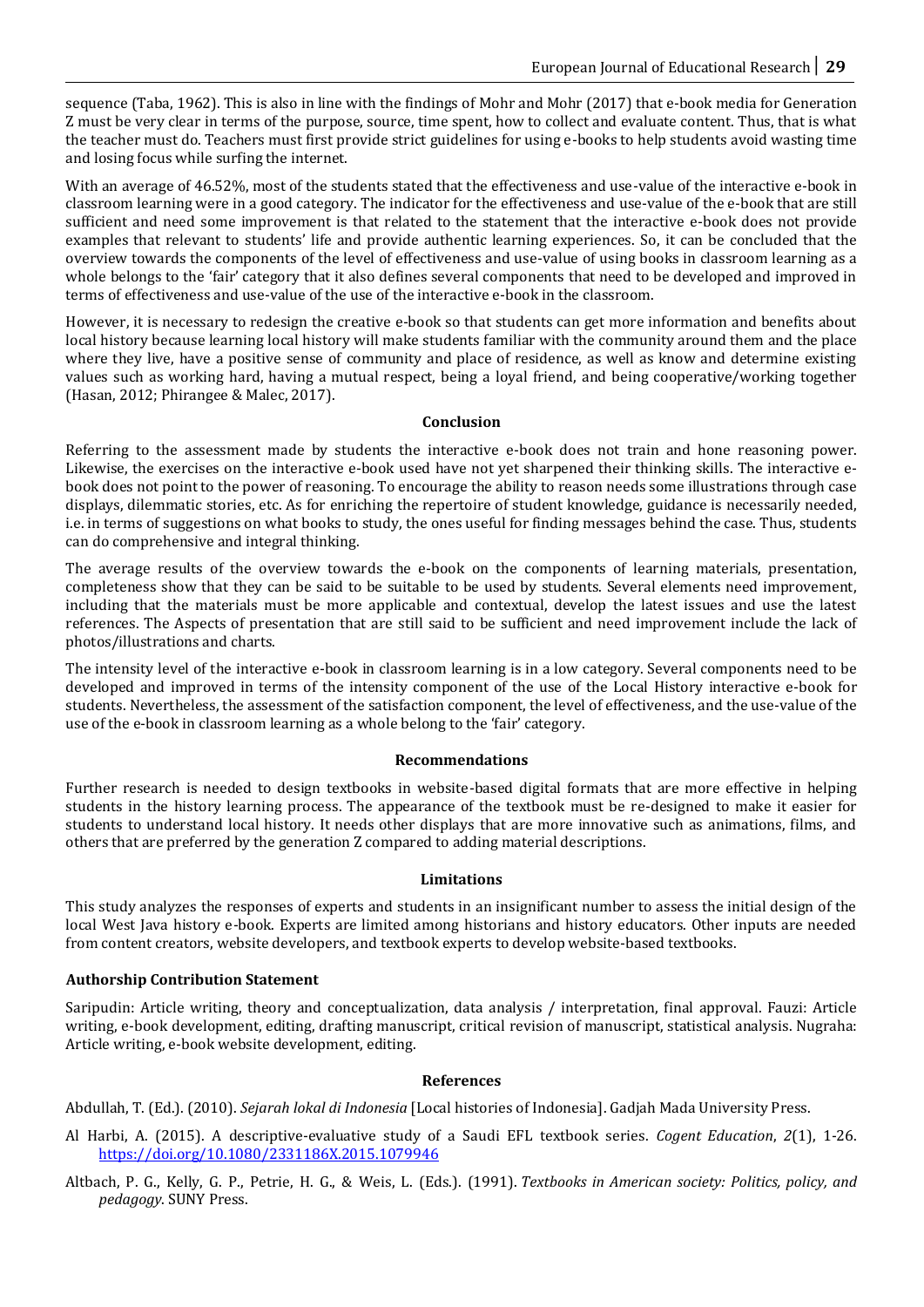sequence (Taba, 1962). This is also in line with the findings of Mohr and Mohr (2017) that e-book media for Generation Z must be very clear in terms of the purpose, source, time spent, how to collect and evaluate content. Thus, that is what the teacher must do. Teachers must first provide strict guidelines for using e-books to help students avoid wasting time and losing focus while surfing the internet.

With an average of 46.52%, most of the students stated that the effectiveness and use-value of the interactive e-book in classroom learning were in a good category. The indicator for the effectiveness and use-value of the e-book that are still sufficient and need some improvement is that related to the statement that the interactive e-book does not provide examples that relevant to students' life and provide authentic learning experiences. So, it can be concluded that the overview towards the components of the level of effectiveness and use-value of using books in classroom learning as a whole belongs to the 'fair' category that it also defines several components that need to be developed and improved in terms of effectiveness and use-value of the use of the interactive e-book in the classroom.

However, it is necessary to redesign the creative e-book so that students can get more information and benefits about local history because learning local history will make students familiar with the community around them and the place where they live, have a positive sense of community and place of residence, as well as know and determine existing values such as working hard, having a mutual respect, being a loyal friend, and being cooperative/working together (Hasan, 2012; Phirangee & Malec, 2017).

## Conclusion

Referring to the assessment made by students the interactive e-book does not train and hone reasoning power. Likewise, the exercises on the interactive e-book used have not yet sharpened their thinking skills. The interactive e-book does not point to the power of reasoning. To encourage the ability to reason needs some illustrations through case displays, dilemmatic stories, etc. As for enriching the repertoire of student knowledge, guidance is necessarily needed, i.e. in terms of suggestions on what books to study, the ones useful for finding messages behind the case. Thus, students can do comprehensive and integral thinking.

The average results of the overview towards the e-book on the components of learning materials, presentation, completeness show that they can be said to be suitable to be used by students. Several elements need improvement, including that the materials must be more applicable and contextual, develop the latest issues and use the latest references. The Aspects of presentation that are still said to be sufficient and need improvement include the lack of photos/illustrations and charts.

The intensity level of the interactive e-book in classroom learning is in a low category. Several components need to be developed and improved in terms of the intensity component of the use of the Local History interactive e-book for students. Nevertheless, the assessment of the satisfaction component, the level of effectiveness, and the use-value of the use of the e-book in classroom learning as a whole belong to the 'fair' category.

## Recommendations

Further research is needed to design textbooks in website-based digital formats that are more effective in helping students in the history learning process. The appearance of the textbook must be re-designed to make it easier for students to understand local history. It needs other displays that are more innovative such as animations, films, and others that are preferred by the generation Z compared to adding material descriptions.

## Limitations

This study analyzes the responses of experts and students in an insignificant number to assess the initial design of the local West Java history e-book. Experts are limited among historians and history educators. Other inputs are needed from content creators, website developers, and textbook experts to develop website-based textbooks.

## Authorship Contribution Statement

Saripudin: Article writing, theory and conceptualization, data analysis / interpretation, final approval. Fauzi: Article writing, e-book development, editing, drafting manuscript, critical revision of manuscript, statistical analysis. Nugraha: Article writing, e-book website development, editing.

## References

Abdullah, T. (Ed.). (2010). *Sejarah lokal di Indonesia* [Local histories of Indonesia]. Gadjah Mada University Press.

Al Harbi, A. (2015). A descriptive-evaluative study of a Saudi EFL textbook series. *Cogent Education*, *2*(1), 1-26. https://doi.org/10.1080/2331186X.2015.1079946

Altbach, P. G., Kelly, G. P., Petrie, H. G., & Weis, L. (Eds.). (1991). *Textbooks in American society: Politics, policy, and pedagogy*. SUNY Press.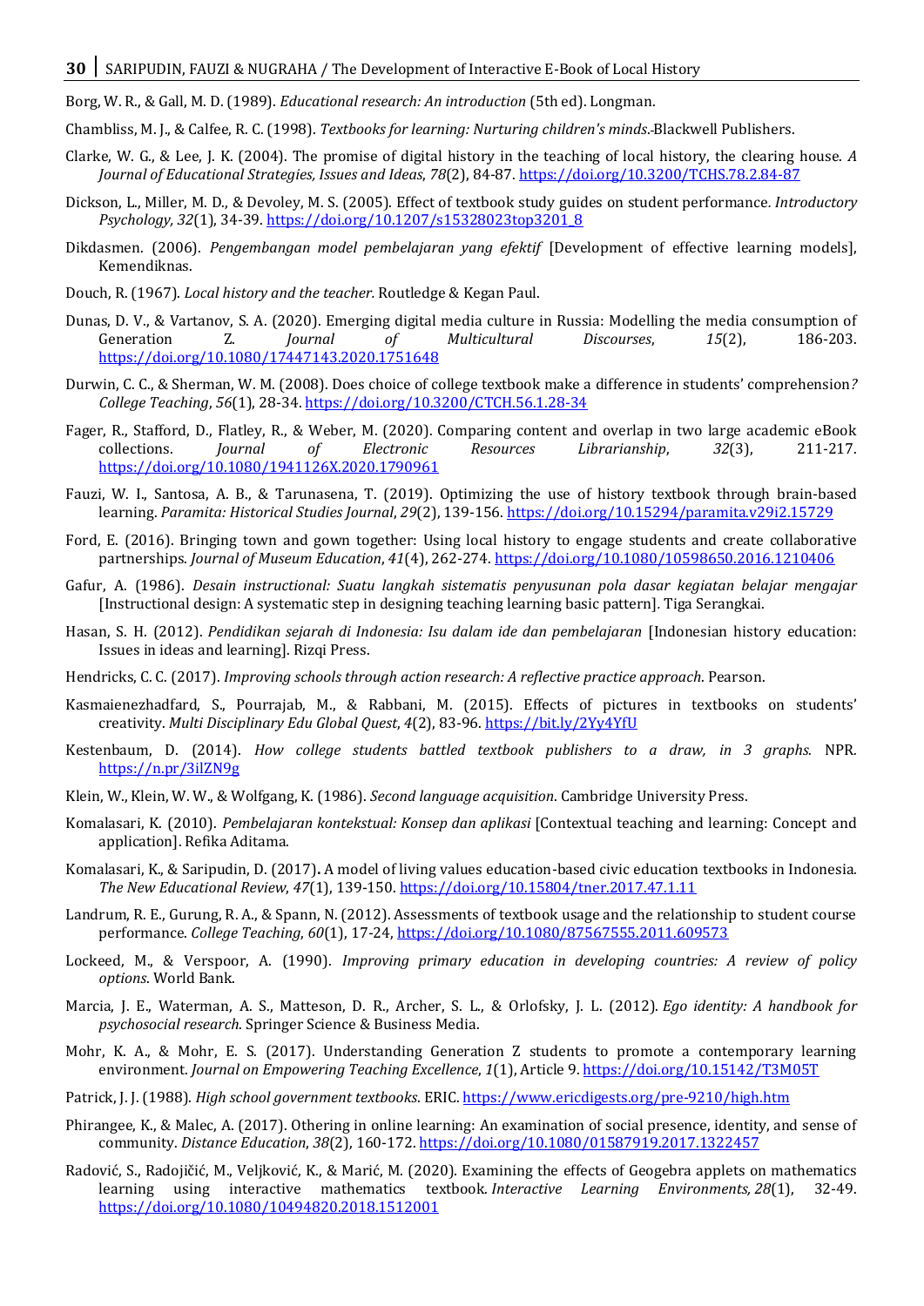Borg, W. R., & Gall, M. D. (1989). *Educational research: An introduction* (5th ed). Longman.

Chambliss, M. J., & Calfee, R. C. (1998). *Textbooks for learning: Nurturing children's minds*. Blackwell Publishers.

Clarke, W. G., & Lee, J. K. (2004). The promise of digital history in the teaching of local history, the clearing house. *A Journal of Educational Strategies, Issues and Ideas*, *78*(2), 84-87. https://doi.org/10.3200/TCHS.78.2.84-87

Dickson, L., Miller, M. D., & Devoley, M. S. (2005). Effect of textbook study guides on student performance. *Introductory Psychology, 32*(1), 34-39. https://doi.org/10.1207/s15328023top3201_8

Dikdasmen. (2006). *Pengembangan model pembelajaran yang efektif* [Development of effective learning models], Kemendiknas.

Douch, R. (1967). *Local history and the teacher.* Routledge & Kegan Paul.

Dunas, D. V., & Vartanov, S. A. (2020). Emerging digital media culture in Russia: Modelling the media consumption of Generation Z. *Journal of Multicultural Discourses*, *15*(2), 186-203. https://doi.org/10.1080/17447143.2020.1751648

Durwin, C. C., & Sherman, W. M. (2008). Does choice of college textbook make a difference in students' comprehension*? College Teaching*, *56*(1), 28-34. https://doi.org/10.3200/CTCH.56.1.28-34

Fager, R., Stafford, D., Flatley, R., & Weber, M. (2020). Comparing content and overlap in two large academic eBook collections. *Journal of Electronic Resources Librarianship*, *32*(3), 211-217. https://doi.org/10.1080/1941126X.2020.1790961

Fauzi, W. I., Santosa, A. B., & Tarunasena, T. (2019). Optimizing the use of history textbook through brain-based learning. *Paramita: Historical Studies Journal*, *29*(2), 139-156. https://doi.org/10.15294/paramita.v29i2.15729

Ford, E. (2016). Bringing town and gown together: Using local history to engage students and create collaborative partnerships. *Journal of Museum Education*, *41*(4), 262-274. https://doi.org/10.1080/10598650.2016.1210406

Gafur, A. (1986). *Desain instructional: Suatu langkah sistematis penyusunan pola dasar kegiatan belajar mengajar* [Instructional design: A systematic step in designing teaching learning basic pattern]. Tiga Serangkai.

Hasan, S. H. (2012). *Pendidikan sejarah di Indonesia: Isu dalam ide dan pembelajaran* [Indonesian history education: Issues in ideas and learning]. Rizqi Press.

Hendricks, C. C. (2017). *Improving schools through action research: A reflective practice approach*. Pearson.

Kasmaienezhadfard, S., Pourrajab, M., & Rabbani, M. (2015). Effects of pictures in textbooks on students' creativity. *Multi Disciplinary Edu Global Quest*, *4*(2), 83-96. https://bit.ly/2Yy4YfU

Kestenbaum, D. (2014). *How college students battled textbook publishers to a draw, in 3 graphs*. NPR. https://n.pr/3ilZN9g

Klein, W., Klein, W. W., & Wolfgang, K. (1986). *Second language acquisition*. Cambridge University Press.

Komalasari, K. (2010). *Pembelajaran kontekstual: Konsep dan aplikasi* [Contextual teaching and learning: Concept and application]. Refika Aditama.

Komalasari, K., & Saripudin, D. (2017)**.** A model of living values education-based civic education textbooks in Indonesia. *The New Educational Review*, *47*(1), 139-150. https://doi.org/10.15804/tner.2017.47.1.11

Landrum, R. E., Gurung, R. A., & Spann, N. (2012). Assessments of textbook usage and the relationship to student course performance. *College Teaching*, *60*(1), 17-24, https://doi.org/10.1080/87567555.2011.609573

Lockeed, M., & Verspoor, A. (1990). *Improving primary education in developing countries: A review of policy options*. World Bank.

Marcia, J. E., Waterman, A. S., Matteson, D. R., Archer, S. L., & Orlofsky, J. L. (2012). *Ego identity: A handbook for psychosocial research*. Springer Science & Business Media.

Mohr, K. A., & Mohr, E. S. (2017). Understanding Generation Z students to promote a contemporary learning environment. *Journal on Empowering Teaching Excellence*, *1*(1), Article 9. https://doi.org/10.15142/T3M05T

Patrick, J. J. (1988). *High school government textbooks*. ERIC. https://www.ericdigests.org/pre-9210/high.htm

Phirangee, K., & Malec, A. (2017). Othering in online learning: An examination of social presence, identity, and sense of community. *Distance Education*, *38*(2), 160-172. https://doi.org/10.1080/01587919.2017.1322457

Radović, S., Radojičić, M., Veljković, K., & Marić, M. (2020). Examining the effects of Geogebra applets on mathematics learning using interactive mathematics textbook. *Interactive Learning Environments, 28*(1), 32-49. https://doi.org/10.1080/10494820.2018.1512001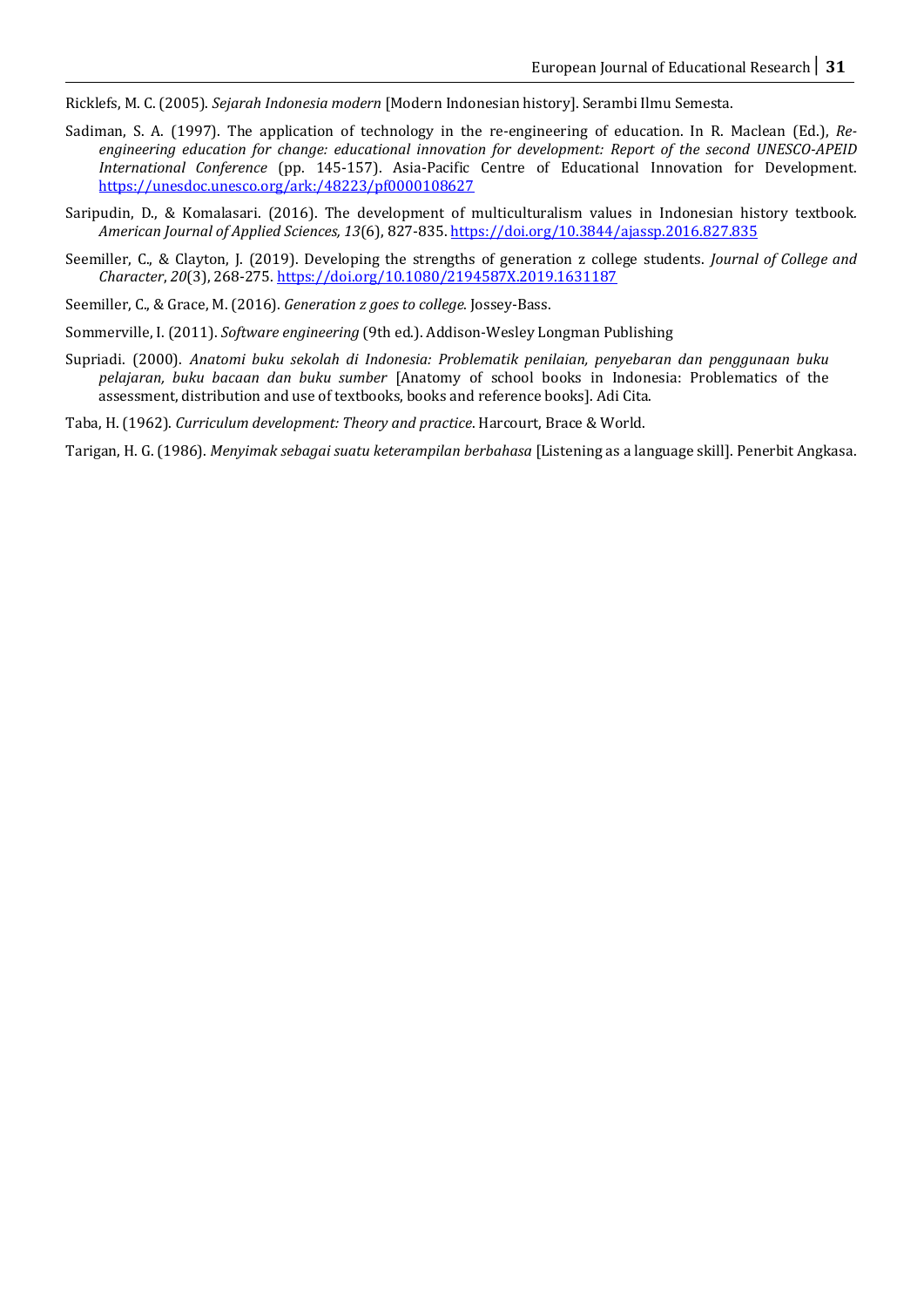Ricklefs, M. C. (2005). *Sejarah Indonesia modern* [Modern Indonesian history]. Serambi Ilmu Semesta.

Sadiman, S. A. (1997). The application of technology in the re-engineering of education. In R. Maclean (Ed.), *Re-engineering education for change: educational innovation for development: Report of the second UNESCO-APEID International Conference* (pp. 145-157). Asia-Pacific Centre of Educational Innovation for Development. https://unesdoc.unesco.org/ark:/48223/pf0000108627

Saripudin, D., & Komalasari. (2016). The development of multiculturalism values in Indonesian history textbook. *American Journal of Applied Sciences, 13*(6), 827-835. https://doi.org/10.3844/ajassp.2016.827.835

Seemiller, C., & Clayton, J. (2019). Developing the strengths of generation z college students. *Journal of College and Character*, *20*(3), 268-275. https://doi.org/10.1080/2194587X.2019.1631187

Seemiller, C., & Grace, M. (2016). *Generation z goes to college*. Jossey-Bass.

Sommerville, I. (2011). *Software engineering* (9th ed.). Addison-Wesley Longman Publishing

Supriadi. (2000). *Anatomi buku sekolah di Indonesia: Problematik penilaian, penyebaran dan penggunaan buku pelajaran, buku bacaan dan buku sumber* [Anatomy of school books in Indonesia: Problematics of the assessment, distribution and use of textbooks, books and reference books]. Adi Cita.

Taba, H. (1962). *Curriculum development: Theory and practice*. Harcourt, Brace & World.

Tarigan, H. G. (1986). *Menyimak sebagai suatu keterampilan berbahasa* [Listening as a language skill]. Penerbit Angkasa.